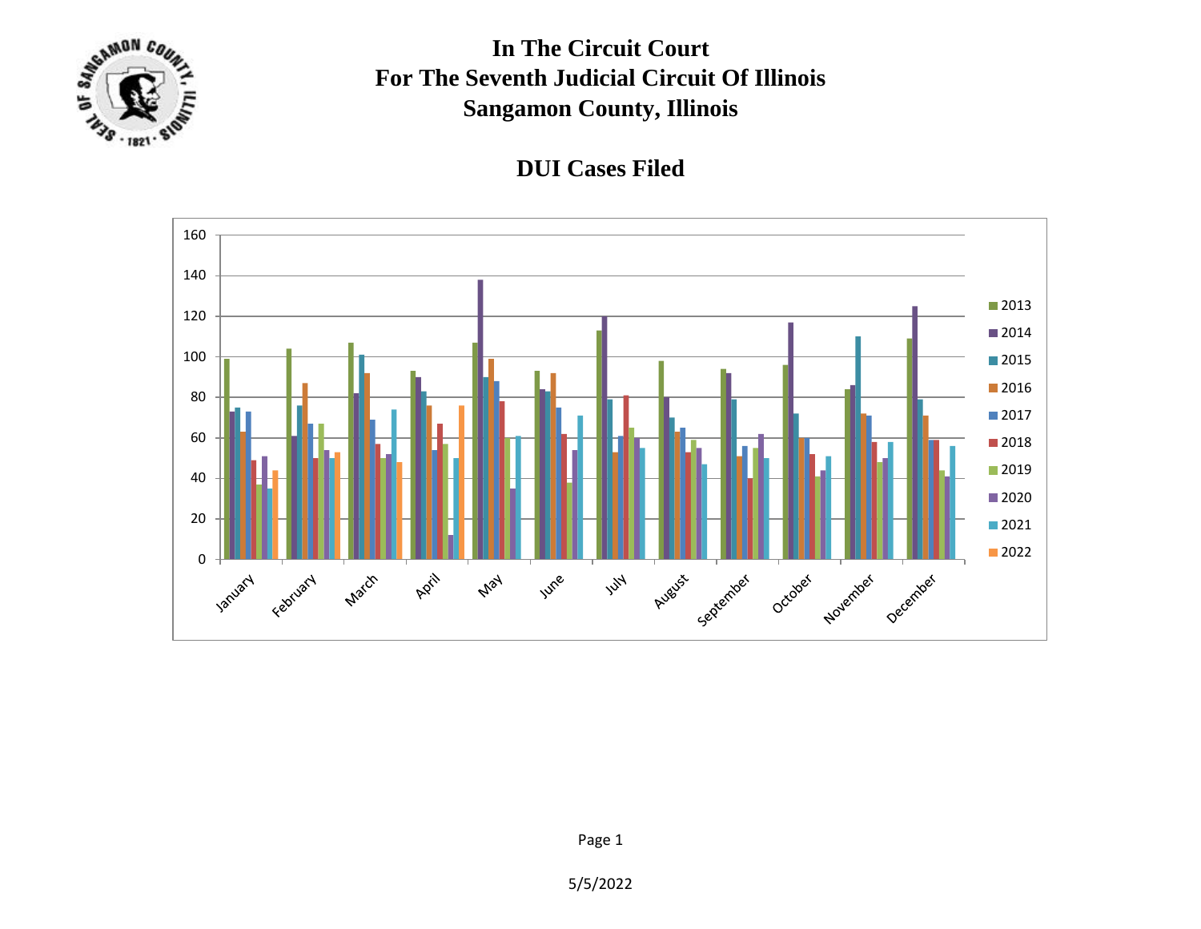# In The Circuit Court
# For The Seventh Judicial Circuit Of Illinois
# Sangamon County, Illinois

## DUI Cases Filed

5/5/2022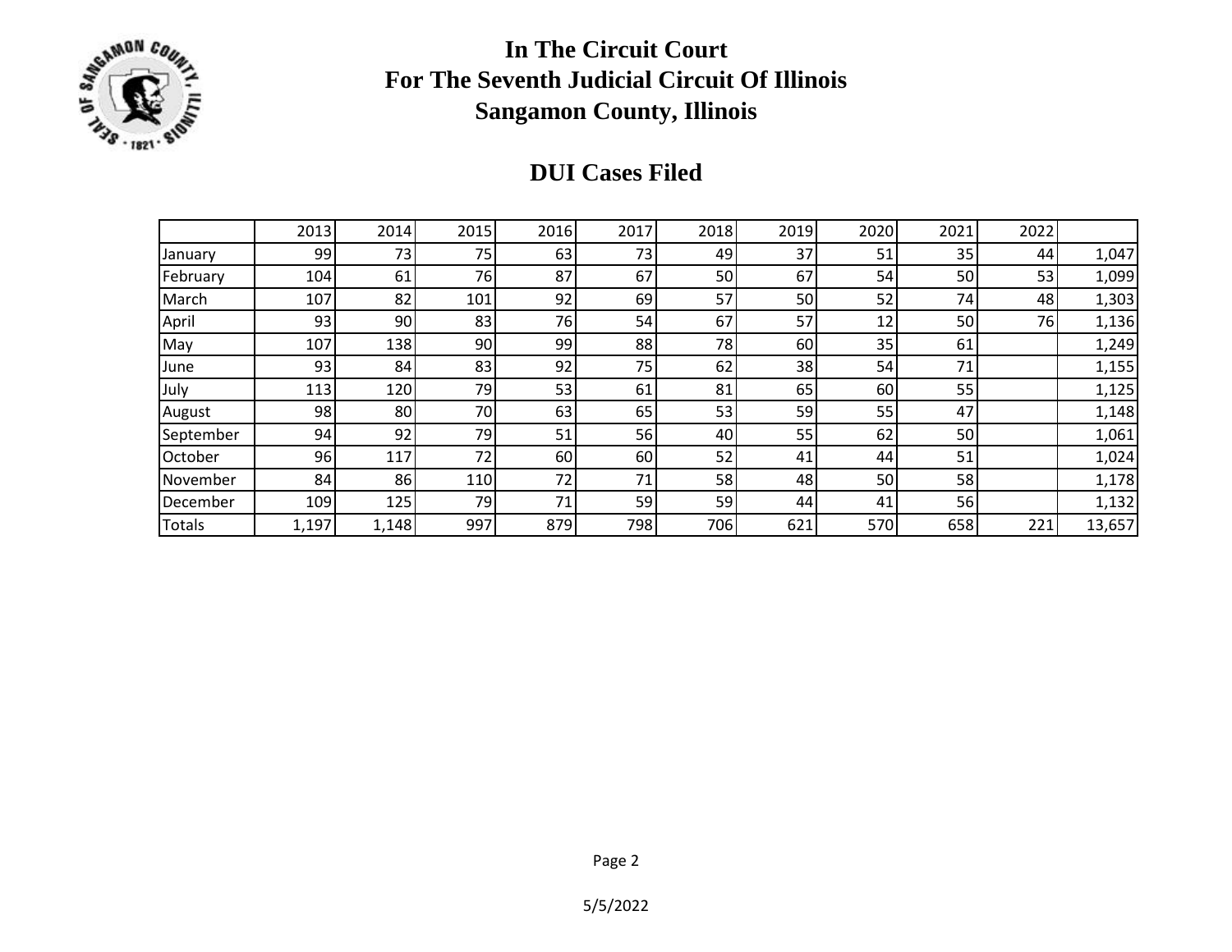# In The Circuit Court
# For The Seventh Judicial Circuit Of Illinois
# Sangamon County, Illinois

## DUI Cases Filed

| | 2013 | 2014 | 2015 | 2016 | 2017 | 2018 | 2019 | 2020 | 2021 | 2022 | |
|---|---|---|---|---|---|---|---|---|---|---|---|
| January | 99 | 73 | 75 | 63 | 73 | 49 | 37 | 51 | 35 | 44 | 1,047 |
| February | 104 | 61 | 76 | 87 | 67 | 50 | 67 | 54 | 50 | 53 | 1,099 |
| March | 107 | 82 | 101 | 92 | 69 | 57 | 50 | 52 | 74 | 48 | 1,303 |
| April | 93 | 90 | 83 | 76 | 54 | 67 | 57 | 12 | 50 | 76 | 1,136 |
| May | 107 | 138 | 90 | 99 | 88 | 78 | 60 | 35 | 61 | | 1,249 |
| June | 93 | 84 | 83 | 92 | 75 | 62 | 38 | 54 | 71 | | 1,155 |
| July | 113 | 120 | 79 | 53 | 61 | 81 | 65 | 60 | 55 | | 1,125 |
| August | 98 | 80 | 70 | 63 | 65 | 53 | 59 | 55 | 47 | | 1,148 |
| September | 94 | 92 | 79 | 51 | 56 | 40 | 55 | 62 | 50 | | 1,061 |
| October | 96 | 117 | 72 | 60 | 60 | 52 | 41 | 44 | 51 | | 1,024 |
| November | 84 | 86 | 110 | 72 | 71 | 58 | 48 | 50 | 58 | | 1,178 |
| December | 109 | 125 | 79 | 71 | 59 | 59 | 44 | 41 | 56 | | 1,132 |
| Totals | 1,197 | 1,148 | 997 | 879 | 798 | 706 | 621 | 570 | 658 | 221 | 13,657 |

5/5/2022